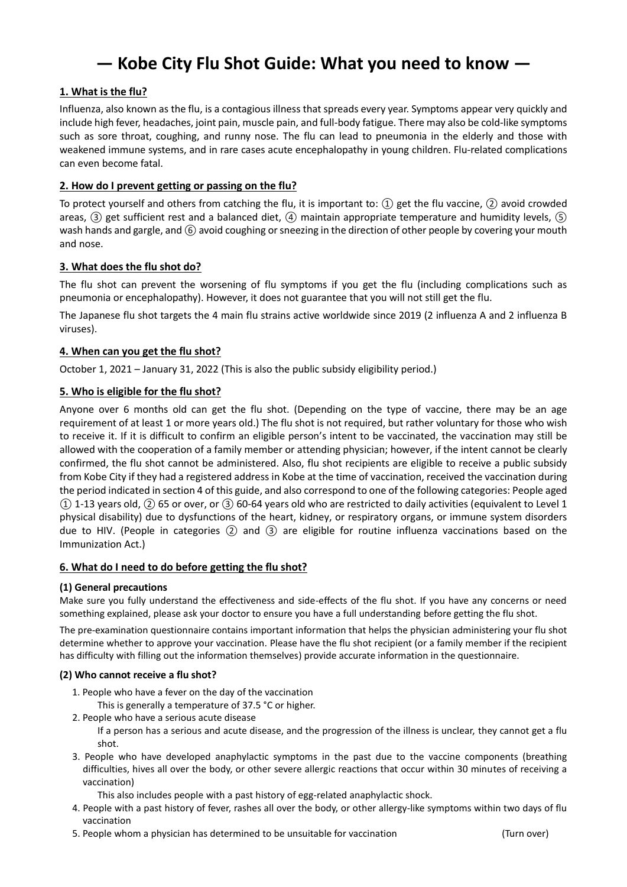# — Kobe City Flu Shot Guide: What you need to know —

## 1. What is the flu?

Influenza, also known as the flu, is a contagious illness that spreads every year. Symptoms appear very quickly and include high fever, headaches, joint pain, muscle pain, and full-body fatigue. There may also be cold-like symptoms such as sore throat, coughing, and runny nose. The flu can lead to pneumonia in the elderly and those with weakened immune systems, and in rare cases acute encephalopathy in young children. Flu-related complications can even become fatal.

## 2. How do I prevent getting or passing on the flu?

To protect yourself and others from catching the flu, it is important to: ① get the flu vaccine, ② avoid crowded areas, ③ get sufficient rest and a balanced diet, ④ maintain appropriate temperature and humidity levels, ⑤ wash hands and gargle, and ⑥ avoid coughing or sneezing in the direction of other people by covering your mouth and nose.

## 3. What does the flu shot do?

The flu shot can prevent the worsening of flu symptoms if you get the flu (including complications such as pneumonia or encephalopathy). However, it does not guarantee that you will not still get the flu.

The Japanese flu shot targets the 4 main flu strains active worldwide since 2019 (2 influenza A and 2 influenza B viruses).

## 4. When can you get the flu shot?

October 1, 2021 – January 31, 2022 (This is also the public subsidy eligibility period.)

## 5. Who is eligible for the flu shot?

Anyone over 6 months old can get the flu shot. (Depending on the type of vaccine, there may be an age requirement of at least 1 or more years old.) The flu shot is not required, but rather voluntary for those who wish to receive it. If it is difficult to confirm an eligible person's intent to be vaccinated, the vaccination may still be allowed with the cooperation of a family member or attending physician; however, if the intent cannot be clearly confirmed, the flu shot cannot be administered. Also, flu shot recipients are eligible to receive a public subsidy from Kobe City if they had a registered address in Kobe at the time of vaccination, received the vaccination during the period indicated in section 4 of this guide, and also correspond to one of the following categories: People aged ① 1-13 years old, ② 65 or over, or ③ 60-64 years old who are restricted to daily activities (equivalent to Level 1 physical disability) due to dysfunctions of the heart, kidney, or respiratory organs, or immune system disorders due to HIV. (People in categories ② and ③ are eligible for routine influenza vaccinations based on the Immunization Act.)

## 6. What do I need to do before getting the flu shot?

### (1) General precautions

Make sure you fully understand the effectiveness and side-effects of the flu shot. If you have any concerns or need something explained, please ask your doctor to ensure you have a full understanding before getting the flu shot.

The pre-examination questionnaire contains important information that helps the physician administering your flu shot determine whether to approve your vaccination. Please have the flu shot recipient (or a family member if the recipient has difficulty with filling out the information themselves) provide accurate information in the questionnaire.

### (2) Who cannot receive a flu shot?

1. People who have a fever on the day of the vaccination

   This is generally a temperature of 37.5 °C or higher.

2. People who have a serious acute disease

   If a person has a serious and acute disease, and the progression of the illness is unclear, they cannot get a flu shot.

3. People who have developed anaphylactic symptoms in the past due to the vaccine components (breathing difficulties, hives all over the body, or other severe allergic reactions that occur within 30 minutes of receiving a vaccination)

   This also includes people with a past history of egg-related anaphylactic shock.

4. People with a past history of fever, rashes all over the body, or other allergy-like symptoms within two days of flu vaccination
5. People whom a physician has determined to be unsuitable for vaccination

(Turn over)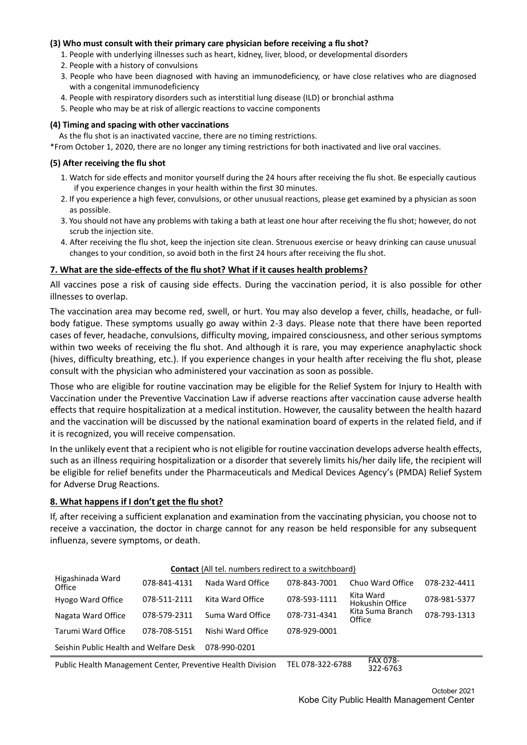**(3) Who must consult with their primary care physician before receiving a flu shot?**

1. People with underlying illnesses such as heart, kidney, liver, blood, or developmental disorders
2. People with a history of convulsions
3. People who have been diagnosed with having an immunodeficiency, or have close relatives who are diagnosed with a congenital immunodeficiency
4. People with respiratory disorders such as interstitial lung disease (ILD) or bronchial asthma
5. People who may be at risk of allergic reactions to vaccine components

**(4) Timing and spacing with other vaccinations**

As the flu shot is an inactivated vaccine, there are no timing restrictions.

*From October 1, 2020, there are no longer any timing restrictions for both inactivated and live oral vaccines.

**(5) After receiving the flu shot**

1. Watch for side effects and monitor yourself during the 24 hours after receiving the flu shot. Be especially cautious if you experience changes in your health within the first 30 minutes.
2. If you experience a high fever, convulsions, or other unusual reactions, please get examined by a physician as soon as possible.
3. You should not have any problems with taking a bath at least one hour after receiving the flu shot; however, do not scrub the injection site.
4. After receiving the flu shot, keep the injection site clean. Strenuous exercise or heavy drinking can cause unusual changes to your condition, so avoid both in the first 24 hours after receiving the flu shot.

## 7. What are the side-effects of the flu shot? What if it causes health problems?

All vaccines pose a risk of causing side effects. During the vaccination period, it is also possible for other illnesses to overlap.

The vaccination area may become red, swell, or hurt. You may also develop a fever, chills, headache, or full-body fatigue. These symptoms usually go away within 2-3 days. Please note that there have been reported cases of fever, headache, convulsions, difficulty moving, impaired consciousness, and other serious symptoms within two weeks of receiving the flu shot. And although it is rare, you may experience anaphylactic shock (hives, difficulty breathing, etc.). If you experience changes in your health after receiving the flu shot, please consult with the physician who administered your vaccination as soon as possible.

Those who are eligible for routine vaccination may be eligible for the Relief System for Injury to Health with Vaccination under the Preventive Vaccination Law if adverse reactions after vaccination cause adverse health effects that require hospitalization at a medical institution. However, the causality between the health hazard and the vaccination will be discussed by the national examination board of experts in the related field, and if it is recognized, you will receive compensation.

In the unlikely event that a recipient who is not eligible for routine vaccination develops adverse health effects, such as an illness requiring hospitalization or a disorder that severely limits his/her daily life, the recipient will be eligible for relief benefits under the Pharmaceuticals and Medical Devices Agency's (PMDA) Relief System for Adverse Drug Reactions.

## 8. What happens if I don't get the flu shot?

If, after receiving a sufficient explanation and examination from the vaccinating physician, you choose not to receive a vaccination, the doctor in charge cannot for any reason be held responsible for any subsequent influenza, severe symptoms, or death.

**Contact** (All tel. numbers redirect to a switchboard)

| | | | | | |
|---|---|---|---|---|---|
| Higashinada Ward Office | 078-841-4131 | Nada Ward Office | 078-843-7001 | Chuo Ward Office | 078-232-4411 |
| Hyogo Ward Office | 078-511-2111 | Kita Ward Office | 078-593-1111 | Kita Ward Hokushin Office | 078-981-5377 |
| Nagata Ward Office | 078-579-2311 | Suma Ward Office | 078-731-4341 | Kita Suma Branch Office | 078-793-1313 |
| Tarumi Ward Office | 078-708-5151 | Nishi Ward Office | 078-929-0001 | | |
| Seishin Public Health and Welfare Desk | 078-990-0201 | | | | |

Public Health Management Center, Preventive Health Division TEL 078-322-6788 FAX 078-322-6763

October 2021

Kobe City Public Health Management Center